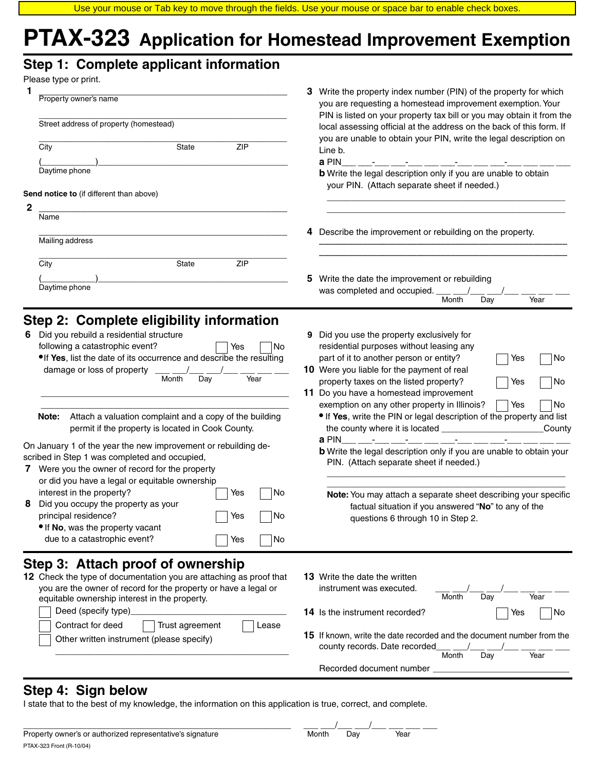Use your mouse or Tab key to move through the fields. Use your mouse or space bar to enable check boxes.

# PTAX-323 Application for Homestead Improvement Exemption

## Step 1: Complete applicant information

Please type or print.

**1** ___________________________________________
Property owner's name

___________________________________________
Street address of property (homestead)

___________________________________________
City State ZIP

(__________)________________________________
Daytime phone

**Send notice to** (if different than above)

**2** ___________________________________________
Name

___________________________________________
Mailing address

___________________________________________
City State ZIP

(__________)________________________________
Daytime phone

**3** Write the property index number (PIN) of the property for which you are requesting a homestead improvement exemption. Your PIN is listed on your property tax bill or you may obtain it from the local assessing official at the address on the back of this form. If you are unable to obtain your PIN, write the legal description on Line b.

**a** PIN___ ___-___ ___-___ ___ ___-___ ___ ___-___ ___ ___ ___

**b** Write the legal description only if you are unable to obtain your PIN. (Attach separate sheet if needed.)

___________________________________________

___________________________________________

**4** Describe the improvement or rebuilding on the property.

___________________________________________

___________________________________________

**5** Write the date the improvement or rebuilding was completed and occupied. ___ ___/___ ___/___ ___ ___ ___
Month Day Year

## Step 2: Complete eligibility information

**6** Did you rebuild a residential structure following a catastrophic event? ☐ Yes ☐ No

- If **Yes**, list the date of its occurrence and describe the resulting damage or loss of property ___ ___/___ ___/___ ___ ___ ___
Month Day Year

___________________________________________

___________________________________________

**Note:** Attach a valuation complaint and a copy of the building permit if the property is located in Cook County.

On January 1 of the year the new improvement or rebuilding described in Step 1 was completed and occupied,

**7** Were you the owner of record for the property or did you have a legal or equitable ownership interest in the property? ☐ Yes ☐ No

**8** Did you occupy the property as your principal residence? ☐ Yes ☐ No

- If **No**, was the property vacant due to a catastrophic event? ☐ Yes ☐ No

**9** Did you use the property exclusively for residential purposes without leasing any part of it to another person or entity? ☐ Yes ☐ No

**10** Were you liable for the payment of real property taxes on the listed property? ☐ Yes ☐ No

**11** Do you have a homestead improvement exemption on any other property in Illinois? ☐ Yes ☐ No

- If **Yes**, write the PIN or legal description of the property and list the county where it is located ____________________County

**a** PIN___ ___-___ ___-___ ___ ___-___ ___ ___-___ ___ ___ ___

**b** Write the legal description only if you are unable to obtain your PIN. (Attach separate sheet if needed.)

___________________________________________

___________________________________________

**Note:** You may attach a separate sheet describing your specific factual situation if you answered "**No**" to any of the questions 6 through 10 in Step 2.

## Step 3: Attach proof of ownership

**12** Check the type of documentation you are attaching as proof that you are the owner of record for the property or have a legal or equitable ownership interest in the property.

☐ Deed (specify type)____________________________

☐ Contract for deed ☐ Trust agreement ☐ Lease

☐ Other written instrument (please specify)

___________________________________________

**13** Write the date the written instrument was executed. ___ ___/___ ___/___ ___ ___ ___
Month Day Year

**14** Is the instrument recorded? ☐ Yes ☐ No

**15** If known, write the date recorded and the document number from the county records. Date recorded___ ___/___ ___/___ ___ ___ ___
Month Day Year

Recorded document number ___________________________

## Step 4: Sign below

I state that to the best of my knowledge, the information on this application is true, correct, and complete.

___________________________________________ ___ ___/___ ___/___ ___ ___ ___
Property owner's or authorized representative's signature Month Day Year

PTAX-323 Front (R-10/04)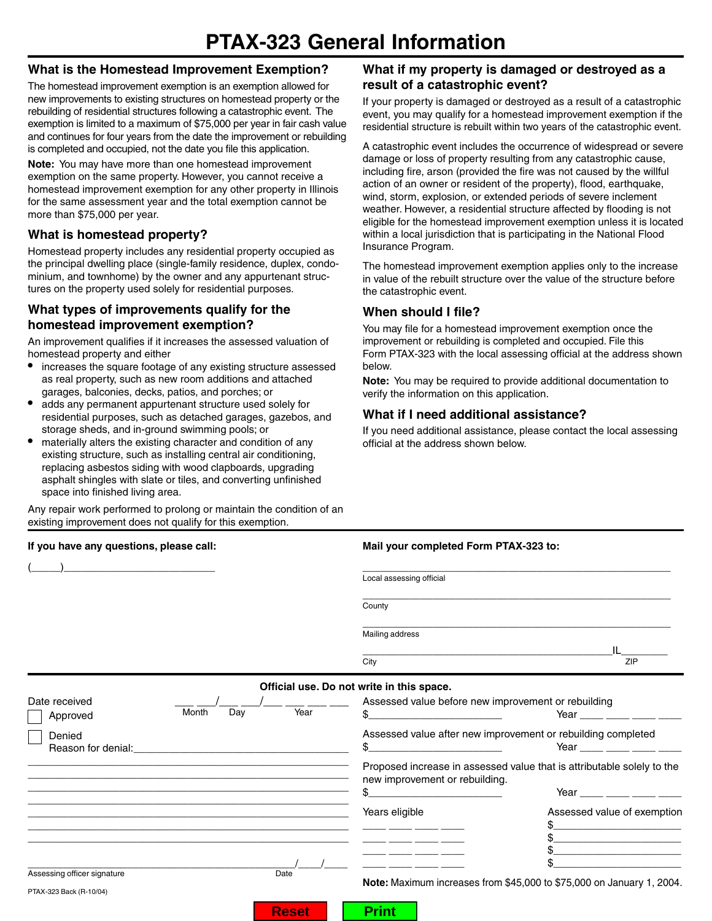# PTAX-323 General Information

## What is the Homestead Improvement Exemption?

The homestead improvement exemption is an exemption allowed for new improvements to existing structures on homestead property or the rebuilding of residential structures following a catastrophic event. The exemption is limited to a maximum of $75,000 per year in fair cash value and continues for four years from the date the improvement or rebuilding is completed and occupied, not the date you file this application.

**Note:** You may have more than one homestead improvement exemption on the same property. However, you cannot receive a homestead improvement exemption for any other property in Illinois for the same assessment year and the total exemption cannot be more than $75,000 per year.

## What is homestead property?

Homestead property includes any residential property occupied as the principal dwelling place (single-family residence, duplex, condominium, and townhome) by the owner and any appurtenant structures on the property used solely for residential purposes.

## What types of improvements qualify for the homestead improvement exemption?

An improvement qualifies if it increases the assessed valuation of homestead property and either

- increases the square footage of any existing structure assessed as real property, such as new room additions and attached garages, balconies, decks, patios, and porches; or
- adds any permanent appurtenant structure used solely for residential purposes, such as detached garages, gazebos, and storage sheds, and in-ground swimming pools; or
- materially alters the existing character and condition of any existing structure, such as installing central air conditioning, replacing asbestos siding with wood clapboards, upgrading asphalt shingles with slate or tiles, and converting unfinished space into finished living area.

Any repair work performed to prolong or maintain the condition of an existing improvement does not qualify for this exemption.

## What if my property is damaged or destroyed as a result of a catastrophic event?

If your property is damaged or destroyed as a result of a catastrophic event, you may qualify for a homestead improvement exemption if the residential structure is rebuilt within two years of the catastrophic event.

A catastrophic event includes the occurrence of widespread or severe damage or loss of property resulting from any catastrophic cause, including fire, arson (provided the fire was not caused by the willful action of an owner or resident of the property), flood, earthquake, wind, storm, explosion, or extended periods of severe inclement weather. However, a residential structure affected by flooding is not eligible for the homestead improvement exemption unless it is located within a local jurisdiction that is participating in the National Flood Insurance Program.

The homestead improvement exemption applies only to the increase in value of the rebuilt structure over the value of the structure before the catastrophic event.

## When should I file?

You may file for a homestead improvement exemption once the improvement or rebuilding is completed and occupied. File this Form PTAX-323 with the local assessing official at the address shown below.

**Note:** You may be required to provide additional documentation to verify the information on this application.

## What if I need additional assistance?

If you need additional assistance, please contact the local assessing official at the address shown below.

---

**If you have any questions, please call:**

(_____)__________________________

**Mail your completed Form PTAX-323 to:**

______________________________________________
Local assessing official

______________________________________________
County

______________________________________________
Mailing address

______________________________________________ IL ________
City ZIP

---

**Official use. Do not write in this space.**

Date received ___ ___/___ ___/___ ___ ___ ___
Month Day Year

☐ Approved

☐ Denied
Reason for denial: ______________________________________________

______________________________________________

______________________________________________

______________________________________________

______________________________________________

______________________________________________

______________________________________________

______________________________________________

______________________________________________ ___/___/____
Assessing officer signature Date

Assessed value before new improvement or rebuilding
$______________________ Year ___ ___ ___ ___

Assessed value after new improvement or rebuilding completed
$______________________ Year ___ ___ ___ ___

Proposed increase in assessed value that is attributable solely to the new improvement or rebuilding.
$______________________ Year ___ ___ ___ ___

| Years eligible | Assessed value of exemption |
|---|---|
| ___ ___ ___ ___ | $____________________ |
| ___ ___ ___ ___ | $____________________ |
| ___ ___ ___ ___ | $____________________ |
| ___ ___ ___ ___ | $____________________ |

**Note:** Maximum increases from $45,000 to $75,000 on January 1, 2004.

PTAX-323 Back (R-10/04)